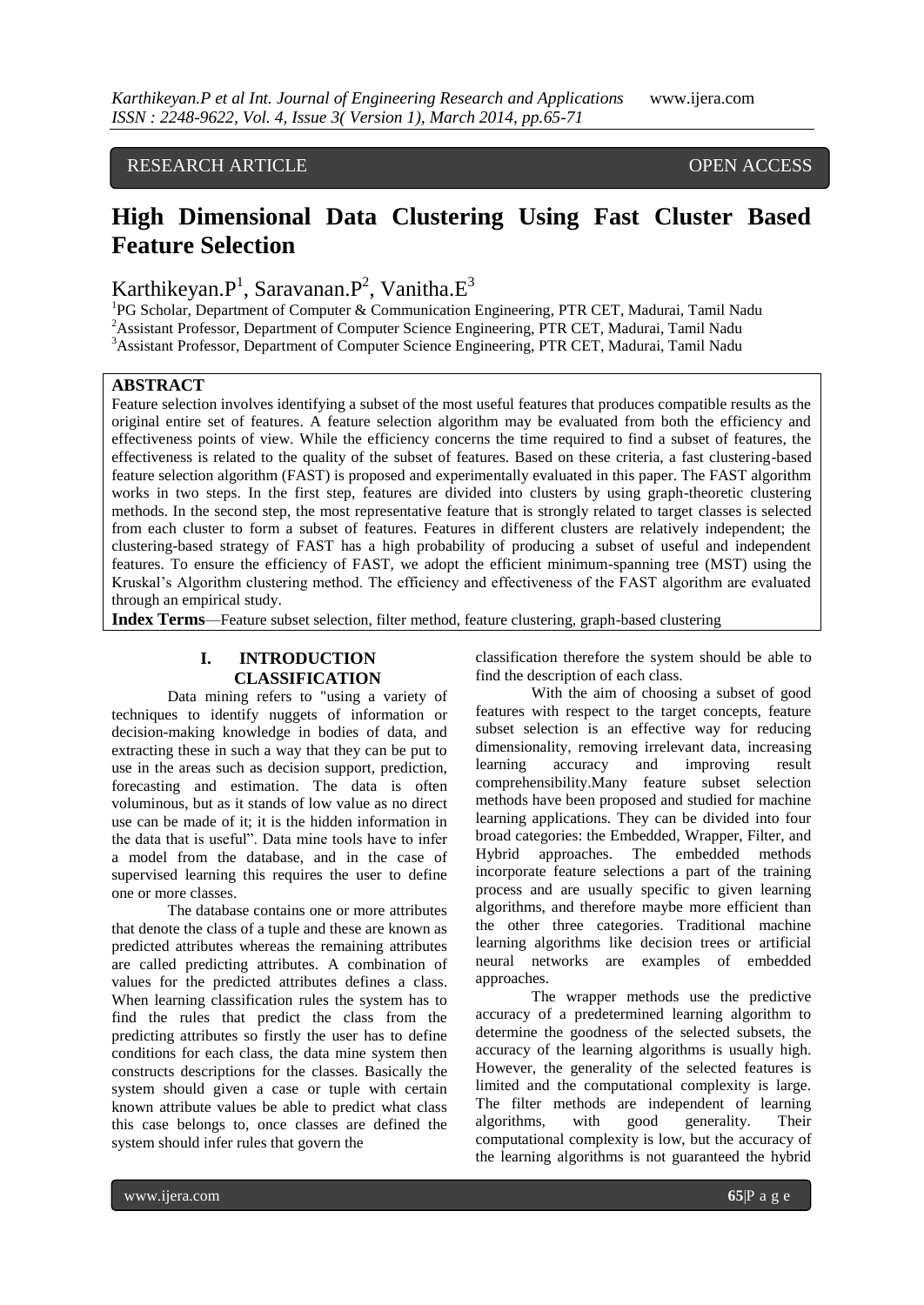RESEARCH ARTICLE OPEN ACCESS

# High Dimensional Data Clustering Using Fast Cluster Based Feature Selection

Karthikeyan.P[1], Saravanan.P[2], Vanitha.E[3]

[1]PG Scholar, Department of Computer & Communication Engineering, PTR CET, Madurai, Tamil Nadu
[2]Assistant Professor, Department of Computer Science Engineering, PTR CET, Madurai, Tamil Nadu
[3]Assistant Professor, Department of Computer Science Engineering, PTR CET, Madurai, Tamil Nadu

## ABSTRACT

Feature selection involves identifying a subset of the most useful features that produces compatible results as the original entire set of features. A feature selection algorithm may be evaluated from both the efficiency and effectiveness points of view. While the efficiency concerns the time required to find a subset of features, the effectiveness is related to the quality of the subset of features. Based on these criteria, a fast clustering-based feature selection algorithm (FAST) is proposed and experimentally evaluated in this paper. The FAST algorithm works in two steps. In the first step, features are divided into clusters by using graph-theoretic clustering methods. In the second step, the most representative feature that is strongly related to target classes is selected from each cluster to form a subset of features. Features in different clusters are relatively independent; the clustering-based strategy of FAST has a high probability of producing a subset of useful and independent features. To ensure the efficiency of FAST, we adopt the efficient minimum-spanning tree (MST) using the Kruskal's Algorithm clustering method. The efficiency and effectiveness of the FAST algorithm are evaluated through an empirical study.

**Index Terms**—Feature subset selection, filter method, feature clustering, graph-based clustering

## I. INTRODUCTION CLASSIFICATION

Data mining refers to "using a variety of techniques to identify nuggets of information or decision-making knowledge in bodies of data, and extracting these in such a way that they can be put to use in the areas such as decision support, prediction, forecasting and estimation. The data is often voluminous, but as it stands of low value as no direct use can be made of it; it is the hidden information in the data that is useful". Data mine tools have to infer a model from the database, and in the case of supervised learning this requires the user to define one or more classes.

The database contains one or more attributes that denote the class of a tuple and these are known as predicted attributes whereas the remaining attributes are called predicting attributes. A combination of values for the predicted attributes defines a class. When learning classification rules the system has to find the rules that predict the class from the predicting attributes so firstly the user has to define conditions for each class, the data mine system then constructs descriptions for the classes. Basically the system should given a case or tuple with certain known attribute values be able to predict what class this case belongs to, once classes are defined the system should infer rules that govern the classification therefore the system should be able to find the description of each class.

With the aim of choosing a subset of good features with respect to the target concepts, feature subset selection is an effective way for reducing dimensionality, removing irrelevant data, increasing learning accuracy and improving result comprehensibility.Many feature subset selection methods have been proposed and studied for machine learning applications. They can be divided into four broad categories: the Embedded, Wrapper, Filter, and Hybrid approaches. The embedded methods incorporate feature selections a part of the training process and are usually specific to given learning algorithms, and therefore maybe more efficient than the other three categories. Traditional machine learning algorithms like decision trees or artificial neural networks are examples of embedded approaches.

The wrapper methods use the predictive accuracy of a predetermined learning algorithm to determine the goodness of the selected subsets, the accuracy of the learning algorithms is usually high. However, the generality of the selected features is limited and the computational complexity is large. The filter methods are independent of learning algorithms, with good generality. Their computational complexity is low, but the accuracy of the learning algorithms is not guaranteed the hybrid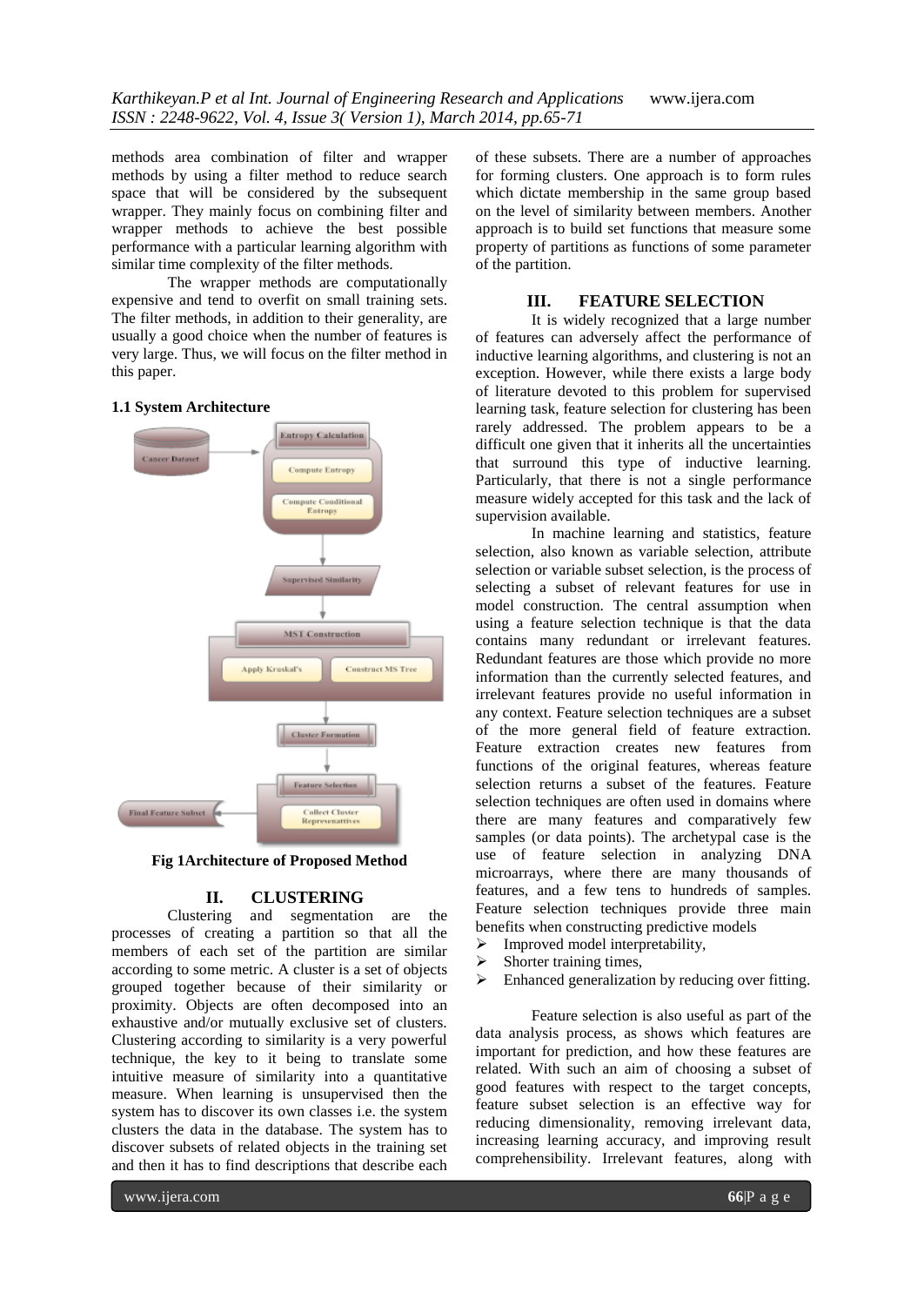methods area combination of filter and wrapper methods by using a filter method to reduce search space that will be considered by the subsequent wrapper. They mainly focus on combining filter and wrapper methods to achieve the best possible performance with a particular learning algorithm with similar time complexity of the filter methods.

The wrapper methods are computationally expensive and tend to overfit on small training sets. The filter methods, in addition to their generality, are usually a good choice when the number of features is very large. Thus, we will focus on the filter method in this paper.

**1.1 System Architecture**

**Fig 1Architecture of Proposed Method**

## II. CLUSTERING

Clustering and segmentation are the processes of creating a partition so that all the members of each set of the partition are similar according to some metric. A cluster is a set of objects grouped together because of their similarity or proximity. Objects are often decomposed into an exhaustive and/or mutually exclusive set of clusters. Clustering according to similarity is a very powerful technique, the key to it being to translate some intuitive measure of similarity into a quantitative measure. When learning is unsupervised then the system has to discover its own classes i.e. the system clusters the data in the database. The system has to discover subsets of related objects in the training set and then it has to find descriptions that describe each of these subsets. There are a number of approaches for forming clusters. One approach is to form rules which dictate membership in the same group based on the level of similarity between members. Another approach is to build set functions that measure some property of partitions as functions of some parameter of the partition.

## III. FEATURE SELECTION

It is widely recognized that a large number of features can adversely affect the performance of inductive learning algorithms, and clustering is not an exception. However, while there exists a large body of literature devoted to this problem for supervised learning task, feature selection for clustering has been rarely addressed. The problem appears to be a difficult one given that it inherits all the uncertainties that surround this type of inductive learning. Particularly, that there is not a single performance measure widely accepted for this task and the lack of supervision available.

In machine learning and statistics, feature selection, also known as variable selection, attribute selection or variable subset selection, is the process of selecting a subset of relevant features for use in model construction. The central assumption when using a feature selection technique is that the data contains many redundant or irrelevant features. Redundant features are those which provide no more information than the currently selected features, and irrelevant features provide no useful information in any context. Feature selection techniques are a subset of the more general field of feature extraction. Feature extraction creates new features from functions of the original features, whereas feature selection returns a subset of the features. Feature selection techniques are often used in domains where there are many features and comparatively few samples (or data points). The archetypal case is the use of feature selection in analyzing DNA microarrays, where there are many thousands of features, and a few tens to hundreds of samples. Feature selection techniques provide three main benefits when constructing predictive models

- Improved model interpretability,
- Shorter training times,
- Enhanced generalization by reducing over fitting.

Feature selection is also useful as part of the data analysis process, as shows which features are important for prediction, and how these features are related. With such an aim of choosing a subset of good features with respect to the target concepts, feature subset selection is an effective way for reducing dimensionality, removing irrelevant data, increasing learning accuracy, and improving result comprehensibility. Irrelevant features, along with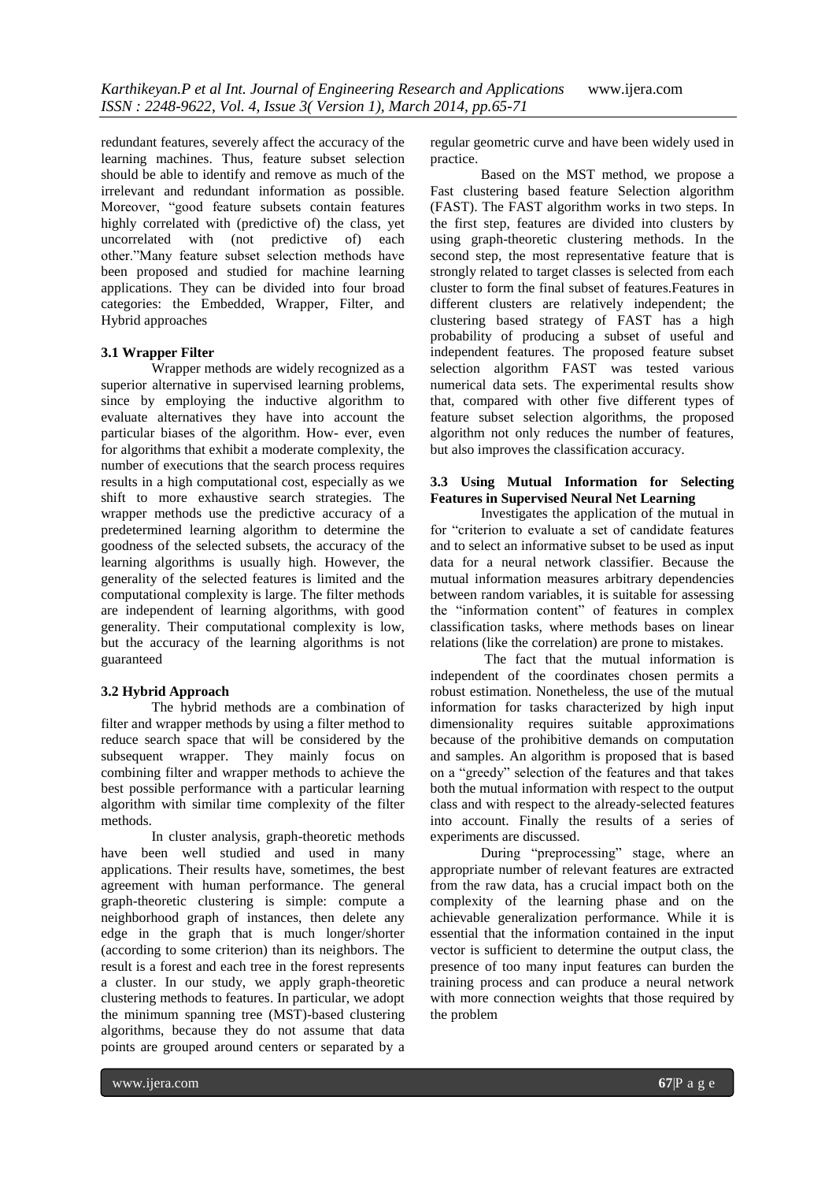redundant features, severely affect the accuracy of the learning machines. Thus, feature subset selection should be able to identify and remove as much of the irrelevant and redundant information as possible. Moreover, "good feature subsets contain features highly correlated with (predictive of) the class, yet uncorrelated with (not predictive of) each other."Many feature subset selection methods have been proposed and studied for machine learning applications. They can be divided into four broad categories: the Embedded, Wrapper, Filter, and Hybrid approaches

### 3.1 Wrapper Filter

Wrapper methods are widely recognized as a superior alternative in supervised learning problems, since by employing the inductive algorithm to evaluate alternatives they have into account the particular biases of the algorithm. How- ever, even for algorithms that exhibit a moderate complexity, the number of executions that the search process requires results in a high computational cost, especially as we shift to more exhaustive search strategies. The wrapper methods use the predictive accuracy of a predetermined learning algorithm to determine the goodness of the selected subsets, the accuracy of the learning algorithms is usually high. However, the generality of the selected features is limited and the computational complexity is large. The filter methods are independent of learning algorithms, with good generality. Their computational complexity is low, but the accuracy of the learning algorithms is not guaranteed

### 3.2 Hybrid Approach

The hybrid methods are a combination of filter and wrapper methods by using a filter method to reduce search space that will be considered by the subsequent wrapper. They mainly focus on combining filter and wrapper methods to achieve the best possible performance with a particular learning algorithm with similar time complexity of the filter methods.

In cluster analysis, graph-theoretic methods have been well studied and used in many applications. Their results have, sometimes, the best agreement with human performance. The general graph-theoretic clustering is simple: compute a neighborhood graph of instances, then delete any edge in the graph that is much longer/shorter (according to some criterion) than its neighbors. The result is a forest and each tree in the forest represents a cluster. In our study, we apply graph-theoretic clustering methods to features. In particular, we adopt the minimum spanning tree (MST)-based clustering algorithms, because they do not assume that data points are grouped around centers or separated by a regular geometric curve and have been widely used in practice.

Based on the MST method, we propose a Fast clustering based feature Selection algorithm (FAST). The FAST algorithm works in two steps. In the first step, features are divided into clusters by using graph-theoretic clustering methods. In the second step, the most representative feature that is strongly related to target classes is selected from each cluster to form the final subset of features.Features in different clusters are relatively independent; the clustering based strategy of FAST has a high probability of producing a subset of useful and independent features. The proposed feature subset selection algorithm FAST was tested various numerical data sets. The experimental results show that, compared with other five different types of feature subset selection algorithms, the proposed algorithm not only reduces the number of features, but also improves the classification accuracy.

### 3.3 Using Mutual Information for Selecting Features in Supervised Neural Net Learning

Investigates the application of the mutual in for "criterion to evaluate a set of candidate features and to select an informative subset to be used as input data for a neural network classifier. Because the mutual information measures arbitrary dependencies between random variables, it is suitable for assessing the "information content" of features in complex classification tasks, where methods bases on linear relations (like the correlation) are prone to mistakes.

The fact that the mutual information is independent of the coordinates chosen permits a robust estimation. Nonetheless, the use of the mutual information for tasks characterized by high input dimensionality requires suitable approximations because of the prohibitive demands on computation and samples. An algorithm is proposed that is based on a "greedy" selection of the features and that takes both the mutual information with respect to the output class and with respect to the already-selected features into account. Finally the results of a series of experiments are discussed.

During "preprocessing" stage, where an appropriate number of relevant features are extracted from the raw data, has a crucial impact both on the complexity of the learning phase and on the achievable generalization performance. While it is essential that the information contained in the input vector is sufficient to determine the output class, the presence of too many input features can burden the training process and can produce a neural network with more connection weights that those required by the problem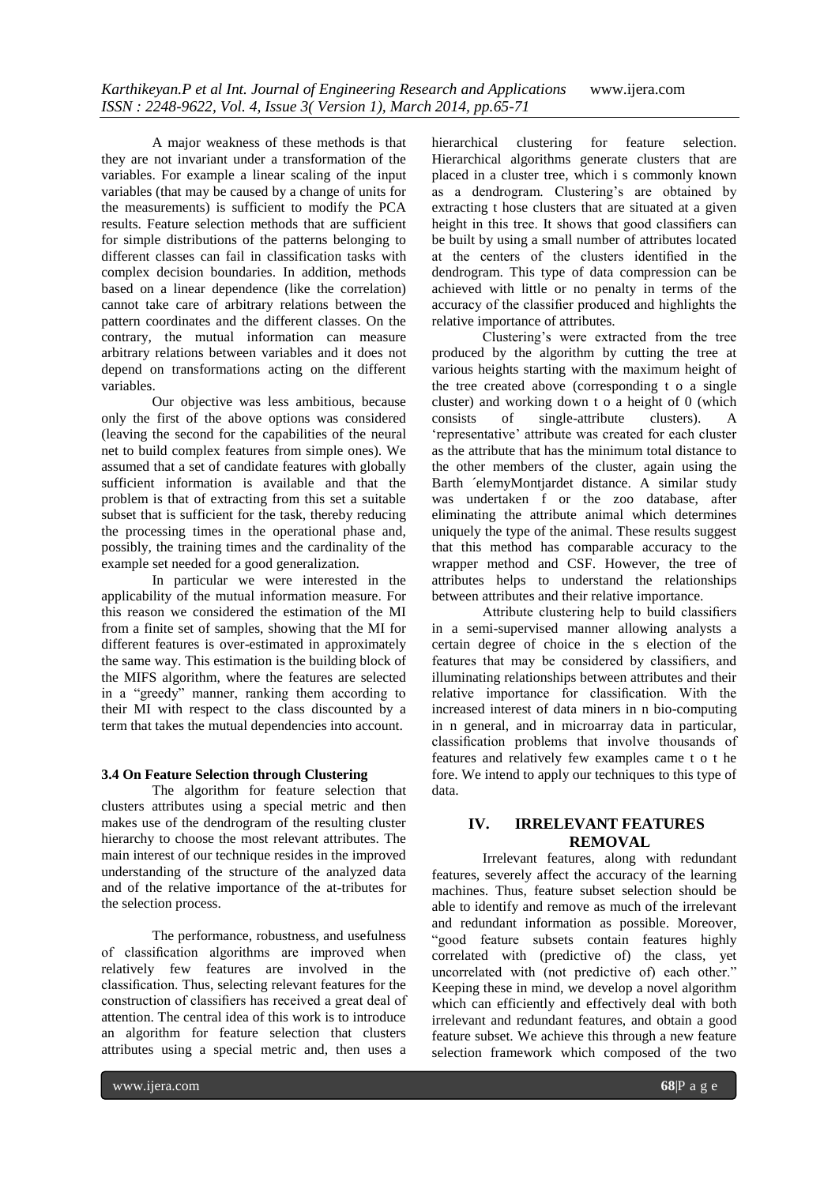A major weakness of these methods is that they are not invariant under a transformation of the variables. For example a linear scaling of the input variables (that may be caused by a change of units for the measurements) is sufficient to modify the PCA results. Feature selection methods that are sufficient for simple distributions of the patterns belonging to different classes can fail in classification tasks with complex decision boundaries. In addition, methods based on a linear dependence (like the correlation) cannot take care of arbitrary relations between the pattern coordinates and the different classes. On the contrary, the mutual information can measure arbitrary relations between variables and it does not depend on transformations acting on the different variables.

Our objective was less ambitious, because only the first of the above options was considered (leaving the second for the capabilities of the neural net to build complex features from simple ones). We assumed that a set of candidate features with globally sufficient information is available and that the problem is that of extracting from this set a suitable subset that is sufficient for the task, thereby reducing the processing times in the operational phase and, possibly, the training times and the cardinality of the example set needed for a good generalization.

In particular we were interested in the applicability of the mutual information measure. For this reason we considered the estimation of the MI from a finite set of samples, showing that the MI for different features is over-estimated in approximately the same way. This estimation is the building block of the MIFS algorithm, where the features are selected in a "greedy" manner, ranking them according to their MI with respect to the class discounted by a term that takes the mutual dependencies into account.

### 3.4 On Feature Selection through Clustering

The algorithm for feature selection that clusters attributes using a special metric and then makes use of the dendrogram of the resulting cluster hierarchy to choose the most relevant attributes. The main interest of our technique resides in the improved understanding of the structure of the analyzed data and of the relative importance of the at-tributes for the selection process.

The performance, robustness, and usefulness of classification algorithms are improved when relatively few features are involved in the classification. Thus, selecting relevant features for the construction of classifiers has received a great deal of attention. The central idea of this work is to introduce an algorithm for feature selection that clusters attributes using a special metric and, then uses a hierarchical clustering for feature selection. Hierarchical algorithms generate clusters that are placed in a cluster tree, which i s commonly known as a dendrogram. Clustering's are obtained by extracting t hose clusters that are situated at a given height in this tree. It shows that good classifiers can be built by using a small number of attributes located at the centers of the clusters identified in the dendrogram. This type of data compression can be achieved with little or no penalty in terms of the accuracy of the classifier produced and highlights the relative importance of attributes.

Clustering's were extracted from the tree produced by the algorithm by cutting the tree at various heights starting with the maximum height of the tree created above (corresponding t o a single cluster) and working down t o a height of 0 (which consists of single-attribute clusters). A 'representative' attribute was created for each cluster as the attribute that has the minimum total distance to the other members of the cluster, again using the Barth ´elemyMontjardet distance. A similar study was undertaken f or the zoo database, after eliminating the attribute animal which determines uniquely the type of the animal. These results suggest that this method has comparable accuracy to the wrapper method and CSF. However, the tree of attributes helps to understand the relationships between attributes and their relative importance.

Attribute clustering help to build classifiers in a semi-supervised manner allowing analysts a certain degree of choice in the s election of the features that may be considered by classifiers, and illuminating relationships between attributes and their relative importance for classification. With the increased interest of data miners in n bio-computing in n general, and in microarray data in particular, classification problems that involve thousands of features and relatively few examples came t o t he fore. We intend to apply our techniques to this type of data.

## IV. IRRELEVANT FEATURES REMOVAL

Irrelevant features, along with redundant features, severely affect the accuracy of the learning machines. Thus, feature subset selection should be able to identify and remove as much of the irrelevant and redundant information as possible. Moreover, "good feature subsets contain features highly correlated with (predictive of) the class, yet uncorrelated with (not predictive of) each other." Keeping these in mind, we develop a novel algorithm which can efficiently and effectively deal with both irrelevant and redundant features, and obtain a good feature subset. We achieve this through a new feature selection framework which composed of the two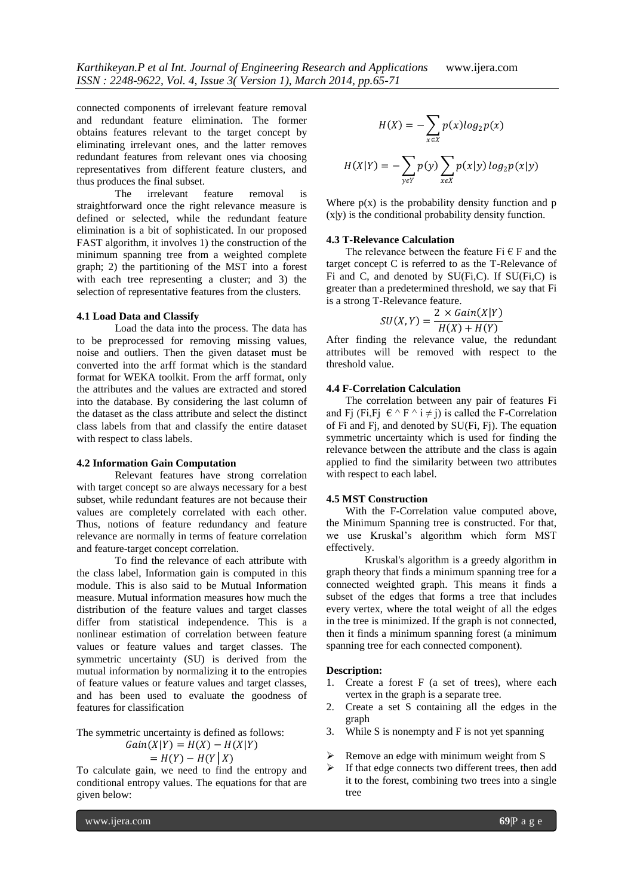connected components of irrelevant feature removal and redundant feature elimination. The former obtains features relevant to the target concept by eliminating irrelevant ones, and the latter removes redundant features from relevant ones via choosing representatives from different feature clusters, and thus produces the final subset.

The irrelevant feature removal is straightforward once the right relevance measure is defined or selected, while the redundant feature elimination is a bit of sophisticated. In our proposed FAST algorithm, it involves 1) the construction of the minimum spanning tree from a weighted complete graph; 2) the partitioning of the MST into a forest with each tree representing a cluster; and 3) the selection of representative features from the clusters.

#### 4.1 Load Data and Classify

Load the data into the process. The data has to be preprocessed for removing missing values, noise and outliers. Then the given dataset must be converted into the arff format which is the standard format for WEKA toolkit. From the arff format, only the attributes and the values are extracted and stored into the database. By considering the last column of the dataset as the class attribute and select the distinct class labels from that and classify the entire dataset with respect to class labels.

#### 4.2 Information Gain Computation

Relevant features have strong correlation with target concept so are always necessary for a best subset, while redundant features are not because their values are completely correlated with each other. Thus, notions of feature redundancy and feature relevance are normally in terms of feature correlation and feature-target concept correlation.

To find the relevance of each attribute with the class label, Information gain is computed in this module. This is also said to be Mutual Information measure. Mutual information measures how much the distribution of the feature values and target classes differ from statistical independence. This is a nonlinear estimation of correlation between feature values or feature values and target classes. The symmetric uncertainty (SU) is derived from the mutual information by normalizing it to the entropies of feature values or feature values and target classes, and has been used to evaluate the goodness of features for classification

The symmetric uncertainty is defined as follows:

$$Gain(X|Y) = H(X) - H(X|Y)$$
$$= H(Y) - H(Y|X)$$

To calculate gain, we need to find the entropy and conditional entropy values. The equations for that are given below:

$$H(X) = -\sum_{x \in X} p(x) log_2 p(x)$$

$$H(X|Y) = -\sum_{y \epsilon Y} p(y) \sum_{x \epsilon X} p(x|y) \, log_2 p(x|y)$$

Where p(x) is the probability density function and p (x|y) is the conditional probability density function.

#### 4.3 T-Relevance Calculation

The relevance between the feature Fi € F and the target concept C is referred to as the T-Relevance of Fi and C, and denoted by SU(Fi,C). If SU(Fi,C) is greater than a predetermined threshold, we say that Fi is a strong T-Relevance feature.

$$SU(X,Y) = \frac{2 \times Gain(X|Y)}{H(X) + H(Y)}$$

After finding the relevance value, the redundant attributes will be removed with respect to the threshold value.

#### 4.4 F-Correlation Calculation

The correlation between any pair of features Fi and Fj (Fi,Fj € ^ F ^ i ≠ j) is called the F-Correlation of Fi and Fj, and denoted by SU(Fi, Fj). The equation symmetric uncertainty which is used for finding the relevance between the attribute and the class is again applied to find the similarity between two attributes with respect to each label.

#### 4.5 MST Construction

With the F-Correlation value computed above, the Minimum Spanning tree is constructed. For that, we use Kruskal's algorithm which form MST effectively.

Kruskal's algorithm is a greedy algorithm in graph theory that finds a minimum spanning tree for a connected weighted graph. This means it finds a subset of the edges that forms a tree that includes every vertex, where the total weight of all the edges in the tree is minimized. If the graph is not connected, then it finds a minimum spanning forest (a minimum spanning tree for each connected component).

**Description:**

1. Create a forest F (a set of trees), where each vertex in the graph is a separate tree.
2. Create a set S containing all the edges in the graph
3. While S is nonempty and F is not yet spanning

- Remove an edge with minimum weight from S
- If that edge connects two different trees, then add it to the forest, combining two trees into a single tree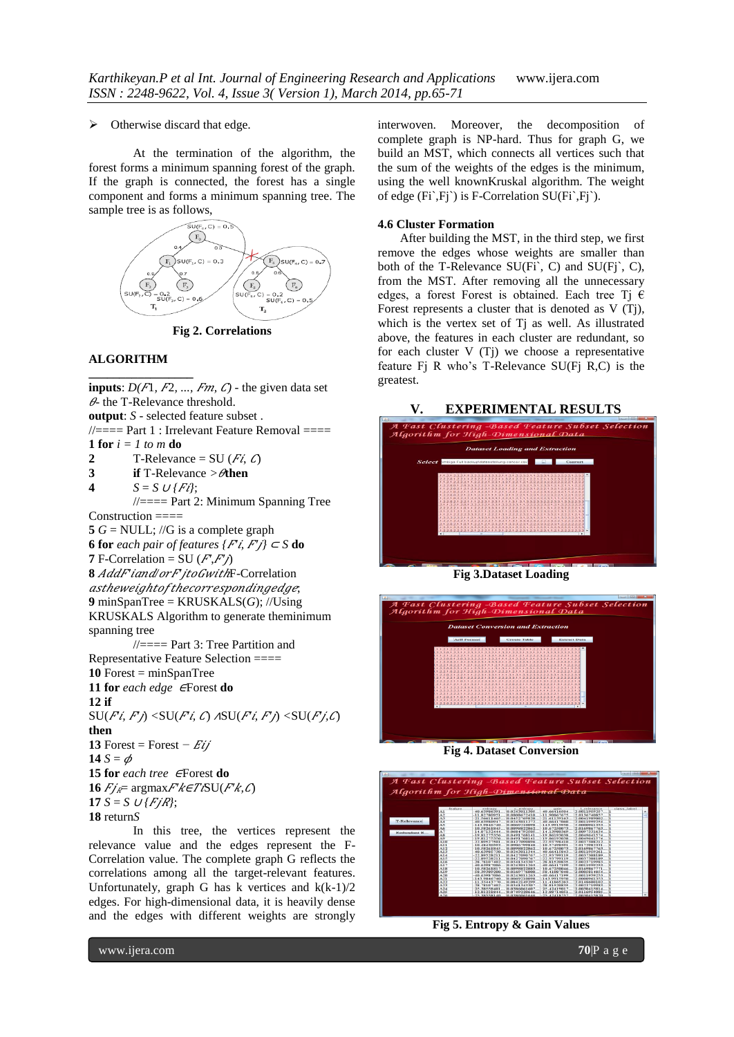- Otherwise discard that edge.

At the termination of the algorithm, the forest forms a minimum spanning forest of the graph. If the graph is connected, the forest has a single component and forms a minimum spanning tree. The sample tree is as follows,

Fig 2. Correlations

## ALGORITHM

**inputs**: $D(F1, F2, ..., Fm, C)$ - the given data set
$\theta$- the T-Relevance threshold.
**output**: $S$ - selected feature subset .
//==== Part 1 : Irrelevant Feature Removal ====
**1 for** $i = 1$ *to* $m$ **do**
**2** T-Relevance = SU ($Fi$, $C$)
**3** **if** T-Relevance > $\theta$ **then**
**4** $S = S \cup \{Fi\}$;
//==== Part 2: Minimum Spanning Tree Construction ====
**5** $G$ = NULL; //G is a complete graph
**6 for** *each pair of features* $\{F'i, F'j\} \subset S$ **do**
**7** F-Correlation = SU ($F'i$,$F'j$)
**8** *AddF'iand/orF'jtoGwith*F-Correlation *astheweightofthecorrespondingedge*;
**9** minSpanTree = KRUSKALS($G$); //Using KRUSKALS Algorithm to generate theminimum spanning tree
//==== Part 3: Tree Partition and Representative Feature Selection ====
**10** Forest = minSpanTree
**11 for** *each edge* $\in$Forest **do**
**12 if** SU($F'i$, $F'j$) <SU($F'i$, $C$) $\wedge$SU($F'i$, $F'j$) <SU($F'j$,$C$) **then**
**13** Forest = Forest − $Eij$
**14** $S = \phi$
**15 for** *each tree* $\in$Forest **do**
**16** $Fj_R$= argmax$F'k\in Ti$SU($F'k$,$C$)
**17** $S = S \cup \{FjR\}$;
**18** return$S$

In this tree, the vertices represent the relevance value and the edges represent the F-Correlation value. The complete graph G reflects the correlations among all the target-relevant features. Unfortunately, graph G has k vertices and k(k-1)/2 edges. For high-dimensional data, it is heavily dense and the edges with different weights are strongly interwoven. Moreover, the decomposition of complete graph is NP-hard. Thus for graph G, we build an MST, which connects all vertices such that the sum of the weights of the edges is the minimum, using the well knownKruskal algorithm. The weight of edge (Fi`,Fj`) is F-Correlation SU(Fi`,Fj`).

### 4.6 Cluster Formation

After building the MST, in the third step, we first remove the edges whose weights are smaller than both of the T-Relevance SU(Fi`, C) and SU(Fj`, C), from the MST. After removing all the unnecessary edges, a forest Forest is obtained. Each tree Tj ∈ Forest represents a cluster that is denoted as V (Tj), which is the vertex set of Tj as well. As illustrated above, the features in each cluster are redundant, so for each cluster V (Tj) we choose a representative feature Fj R who's T-Relevance SU(Fj R,C) is the greatest.

## V. EXPERIMENTAL RESULTS

Fig 3.Dataset Loading

Fig 4. Dataset Conversion

Fig 5. Entropy & Gain Values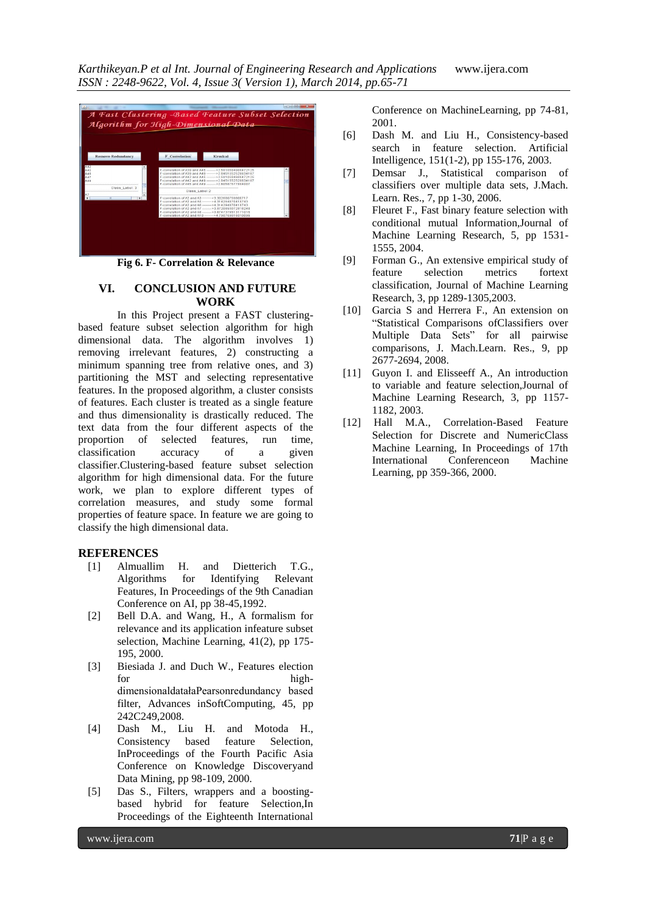Fig 6. F- Correlation & Relevance

## VI. CONCLUSION AND FUTURE WORK

In this Project present a FAST clustering-based feature subset selection algorithm for high dimensional data. The algorithm involves 1) removing irrelevant features, 2) constructing a minimum spanning tree from relative ones, and 3) partitioning the MST and selecting representative features. In the proposed algorithm, a cluster consists of features. Each cluster is treated as a single feature and thus dimensionality is drastically reduced. The text data from the four different aspects of the proportion of selected features, run time, classification accuracy of a given classifier.Clustering-based feature subset selection algorithm for high dimensional data. For the future work, we plan to explore different types of correlation measures, and study some formal properties of feature space. In feature we are going to classify the high dimensional data.

## REFERENCES

[1] Almuallim H. and Dietterich T.G., Algorithms for Identifying Relevant Features, In Proceedings of the 9th Canadian Conference on AI, pp 38-45,1992.

[2] Bell D.A. and Wang, H., A formalism for relevance and its application infeature subset selection, Machine Learning, 41(2), pp 175-195, 2000.

[3] Biesiada J. and Duch W., Features election for high-dimensionaldatałaPearsonredundancy based filter, Advances inSoftComputing, 45, pp 242C249,2008.

[4] Dash M., Liu H. and Motoda H., Consistency based feature Selection, InProceedings of the Fourth Pacific Asia Conference on Knowledge Discoveryand Data Mining, pp 98-109, 2000.

[5] Das S., Filters, wrappers and a boosting-based hybrid for feature Selection,In Proceedings of the Eighteenth International Conference on MachineLearning, pp 74-81, 2001.

[6] Dash M. and Liu H., Consistency-based search in feature selection. Artificial Intelligence, 151(1-2), pp 155-176, 2003.

[7] Demsar J., Statistical comparison of classifiers over multiple data sets, J.Mach. Learn. Res., 7, pp 1-30, 2006.

[8] Fleuret F., Fast binary feature selection with conditional mutual Information,Journal of Machine Learning Research, 5, pp 1531-1555, 2004.

[9] Forman G., An extensive empirical study of feature selection metrics fortext classification, Journal of Machine Learning Research, 3, pp 1289-1305,2003.

[10] Garcia S and Herrera F., An extension on "Statistical Comparisons ofClassifiers over Multiple Data Sets" for all pairwise comparisons, J. Mach.Learn. Res., 9, pp 2677-2694, 2008.

[11] Guyon I. and Elisseeff A., An introduction to variable and feature selection,Journal of Machine Learning Research, 3, pp 1157-1182, 2003.

[12] Hall M.A., Correlation-Based Feature Selection for Discrete and NumericClass Machine Learning, In Proceedings of 17th International Conferenceon Machine Learning, pp 359-366, 2000.